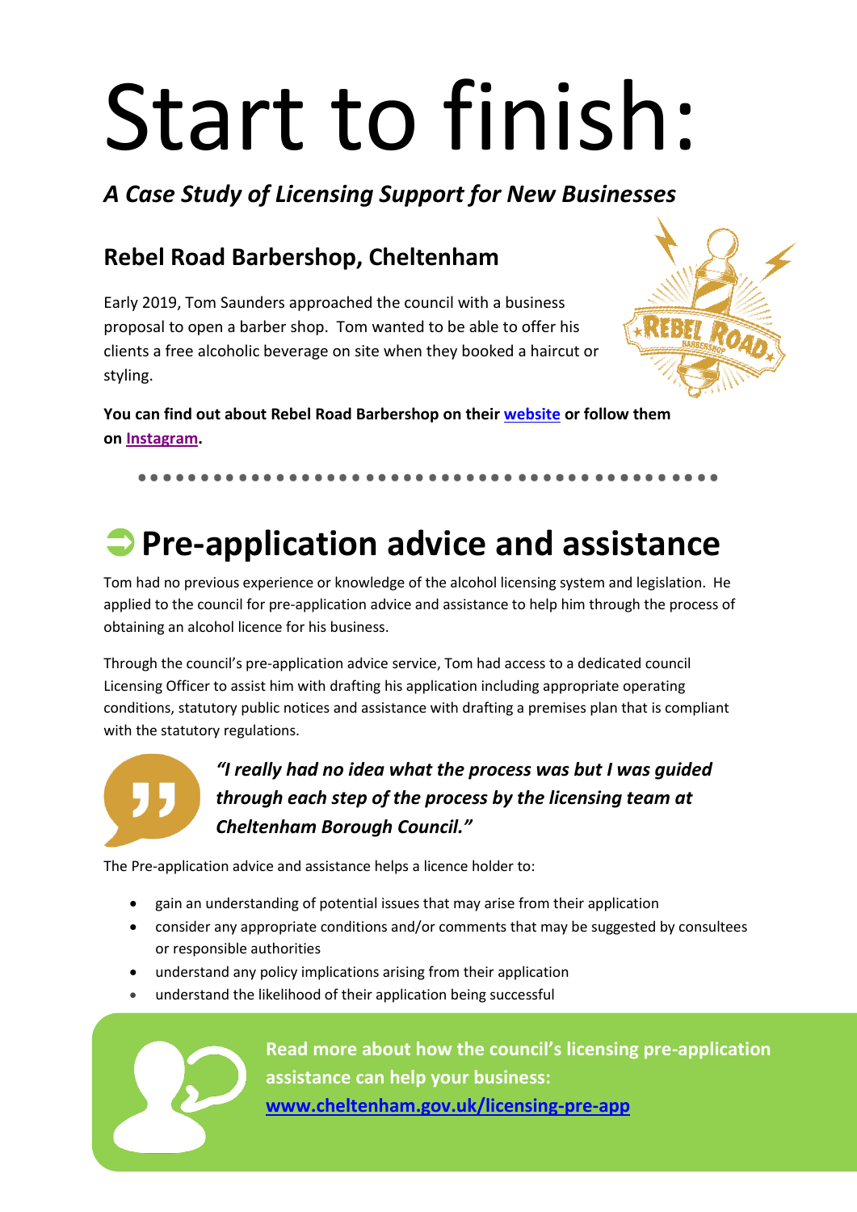# Start to finish:

***A Case Study of Licensing Support for New Businesses***

## Rebel Road Barbershop, Cheltenham

Early 2019, Tom Saunders approached the council with a business proposal to open a barber shop. Tom wanted to be able to offer his clients a free alcoholic beverage on site when they booked a haircut or styling.

**You can find out about Rebel Road Barbershop on their website or follow them on Instagram.**

## Pre-application advice and assistance

Tom had no previous experience or knowledge of the alcohol licensing system and legislation. He applied to the council for pre-application advice and assistance to help him through the process of obtaining an alcohol licence for his business.

Through the council's pre-application advice service, Tom had access to a dedicated council Licensing Officer to assist him with drafting his application including appropriate operating conditions, statutory public notices and assistance with drafting a premises plan that is compliant with the statutory regulations.

***"I really had no idea what the process was but I was guided through each step of the process by the licensing team at Cheltenham Borough Council."***

The Pre-application advice and assistance helps a licence holder to:

- gain an understanding of potential issues that may arise from their application
- consider any appropriate conditions and/or comments that may be suggested by consultees or responsible authorities
- understand any policy implications arising from their application
- understand the likelihood of their application being successful

**Read more about how the council's licensing pre-application assistance can help your business: www.cheltenham.gov.uk/licensing-pre-app**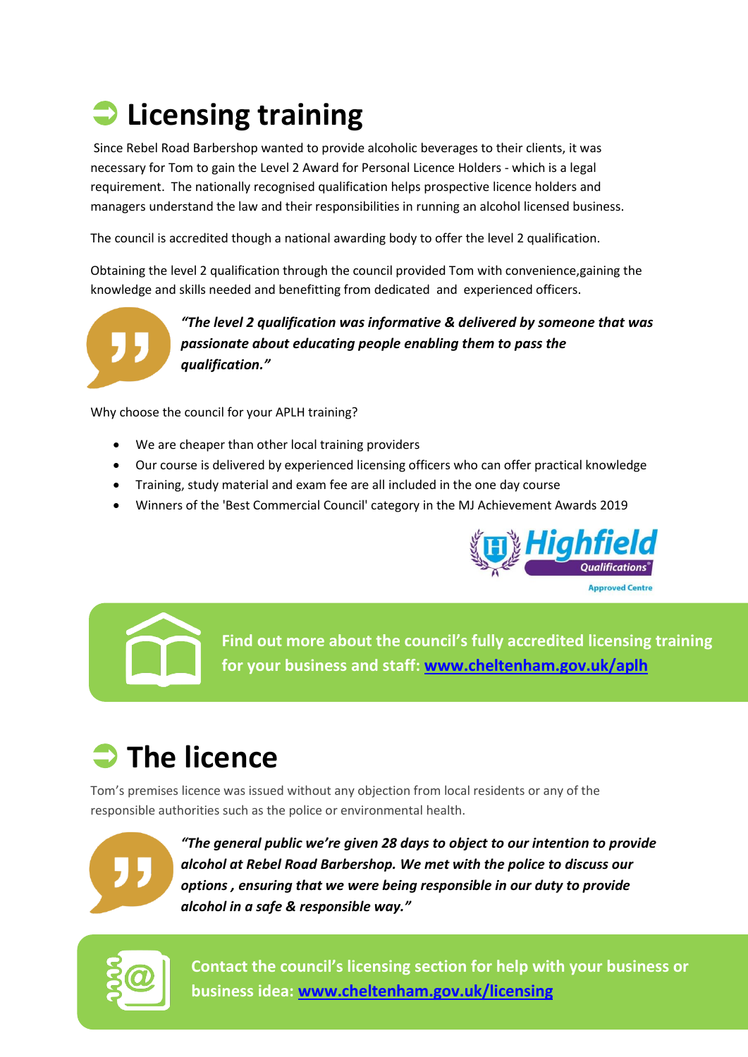# Licensing training

Since Rebel Road Barbershop wanted to provide alcoholic beverages to their clients, it was necessary for Tom to gain the Level 2 Award for Personal Licence Holders - which is a legal requirement. The nationally recognised qualification helps prospective licence holders and managers understand the law and their responsibilities in running an alcohol licensed business.

The council is accredited though a national awarding body to offer the level 2 qualification.

Obtaining the level 2 qualification through the council provided Tom with convenience,gaining the knowledge and skills needed and benefitting from dedicated and experienced officers.

***"The level 2 qualification was informative & delivered by someone that was passionate about educating people enabling them to pass the qualification."***

Why choose the council for your APLH training?

- We are cheaper than other local training providers
- Our course is delivered by experienced licensing officers who can offer practical knowledge
- Training, study material and exam fee are all included in the one day course
- Winners of the 'Best Commercial Council' category in the MJ Achievement Awards 2019

Highfield Qualifications® Approved Centre

**Find out more about the council's fully accredited licensing training for your business and staff: www.cheltenham.gov.uk/aplh**

# The licence

Tom's premises licence was issued without any objection from local residents or any of the responsible authorities such as the police or environmental health.

***"The general public we're given 28 days to object to our intention to provide alcohol at Rebel Road Barbershop. We met with the police to discuss our options , ensuring that we were being responsible in our duty to provide alcohol in a safe & responsible way."***

**Contact the council's licensing section for help with your business or business idea: www.cheltenham.gov.uk/licensing**